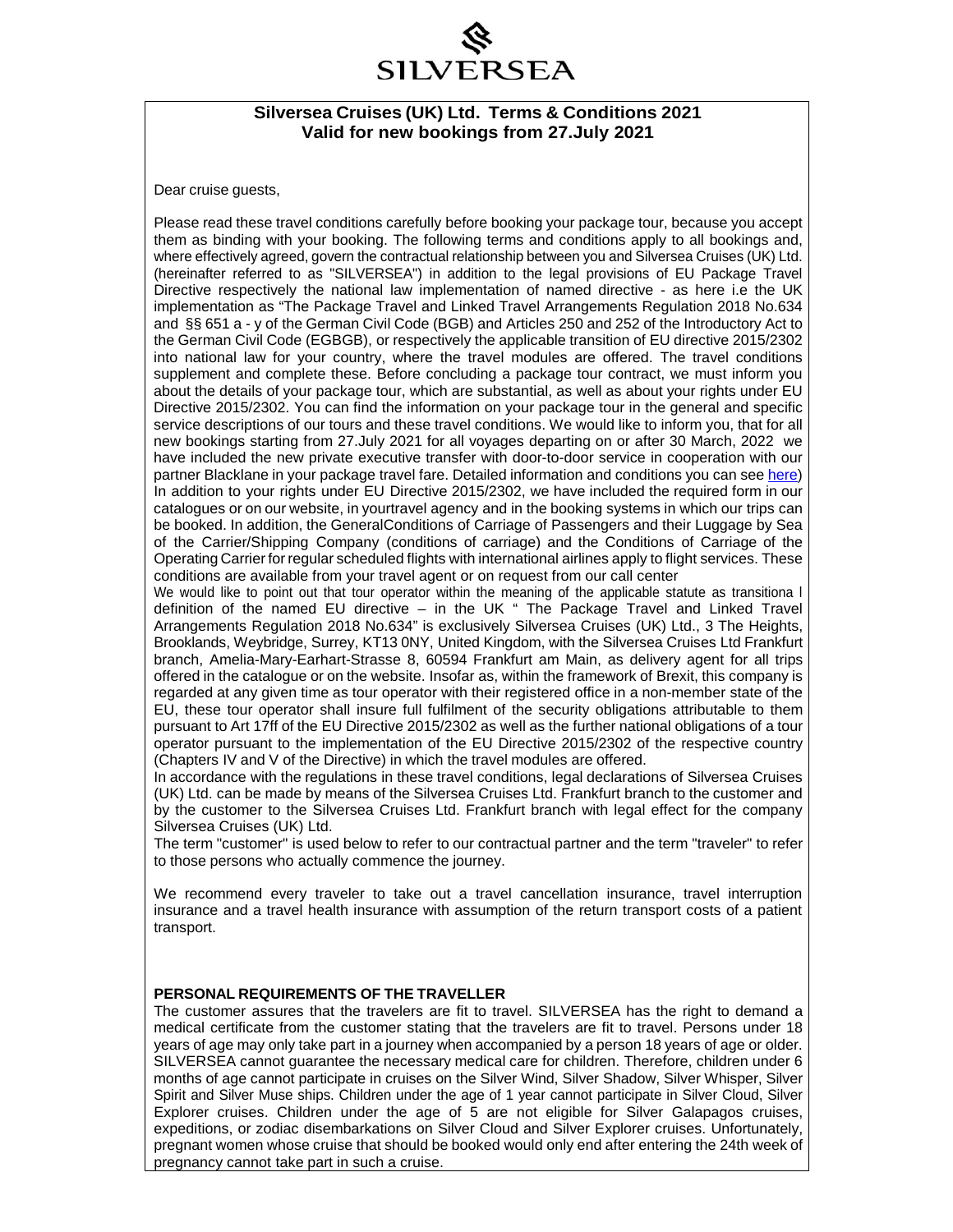SILVERSEA

## Silversea Cruises (UK) Ltd. Terms & Conditions 2021
## Valid for new bookings from 27.July 2021

Dear cruise guests,

Please read these travel conditions carefully before booking your package tour, because you accept them as binding with your booking. The following terms and conditions apply to all bookings and, where effectively agreed, govern the contractual relationship between you and Silversea Cruises (UK) Ltd. (hereinafter referred to as "SILVERSEA") in addition to the legal provisions of EU Package Travel Directive respectively the national law implementation of named directive - as here i.e the UK implementation as "The Package Travel and Linked Travel Arrangements Regulation 2018 No.634 and §§ 651 a - y of the German Civil Code (BGB) and Articles 250 and 252 of the Introductory Act to the German Civil Code (EGBGB), or respectively the applicable transition of EU directive 2015/2302 into national law for your country, where the travel modules are offered. The travel conditions supplement and complete these. Before concluding a package tour contract, we must inform you about the details of your package tour, which are substantial, as well as about your rights under EU Directive 2015/2302. You can find the information on your package tour in the general and specific service descriptions of our tours and these travel conditions. We would like to inform you, that for all new bookings starting from 27.July 2021 for all voyages departing on or after 30 March, 2022 we have included the new private executive transfer with door-to-door service in cooperation with our partner Blacklane in your package travel fare. Detailed information and conditions you can see here) In addition to your rights under EU Directive 2015/2302, we have included the required form in our catalogues or on our website, in yourtravel agency and in the booking systems in which our trips can be booked. In addition, the GeneralConditions of Carriage of Passengers and their Luggage by Sea of the Carrier/Shipping Company (conditions of carriage) and the Conditions of Carriage of the Operating Carrier for regular scheduled flights with international airlines apply to flight services. These conditions are available from your travel agent or on request from our call center

We would like to point out that tour operator within the meaning of the applicable statute as transitiona l definition of the named EU directive – in the UK " The Package Travel and Linked Travel Arrangements Regulation 2018 No.634" is exclusively Silversea Cruises (UK) Ltd., 3 The Heights, Brooklands, Weybridge, Surrey, KT13 0NY, United Kingdom, with the Silversea Cruises Ltd Frankfurt branch, Amelia-Mary-Earhart-Strasse 8, 60594 Frankfurt am Main, as delivery agent for all trips offered in the catalogue or on the website. Insofar as, within the framework of Brexit, this company is regarded at any given time as tour operator with their registered office in a non-member state of the EU, these tour operator shall insure full fulfilment of the security obligations attributable to them pursuant to Art 17ff of the EU Directive 2015/2302 as well as the further national obligations of a tour operator pursuant to the implementation of the EU Directive 2015/2302 of the respective country (Chapters IV and V of the Directive) in which the travel modules are offered.

In accordance with the regulations in these travel conditions, legal declarations of Silversea Cruises (UK) Ltd. can be made by means of the Silversea Cruises Ltd. Frankfurt branch to the customer and by the customer to the Silversea Cruises Ltd. Frankfurt branch with legal effect for the company Silversea Cruises (UK) Ltd.

The term "customer" is used below to refer to our contractual partner and the term "traveler" to refer to those persons who actually commence the journey.

We recommend every traveler to take out a travel cancellation insurance, travel interruption insurance and a travel health insurance with assumption of the return transport costs of a patient transport.

### PERSONAL REQUIREMENTS OF THE TRAVELLER

The customer assures that the travelers are fit to travel. SILVERSEA has the right to demand a medical certificate from the customer stating that the travelers are fit to travel. Persons under 18 years of age may only take part in a journey when accompanied by a person 18 years of age or older. SILVERSEA cannot guarantee the necessary medical care for children. Therefore, children under 6 months of age cannot participate in cruises on the Silver Wind, Silver Shadow, Silver Whisper, Silver Spirit and Silver Muse ships. Children under the age of 1 year cannot participate in Silver Cloud, Silver Explorer cruises. Children under the age of 5 are not eligible for Silver Galapagos cruises, expeditions, or zodiac disembarkations on Silver Cloud and Silver Explorer cruises. Unfortunately, pregnant women whose cruise that should be booked would only end after entering the 24th week of pregnancy cannot take part in such a cruise.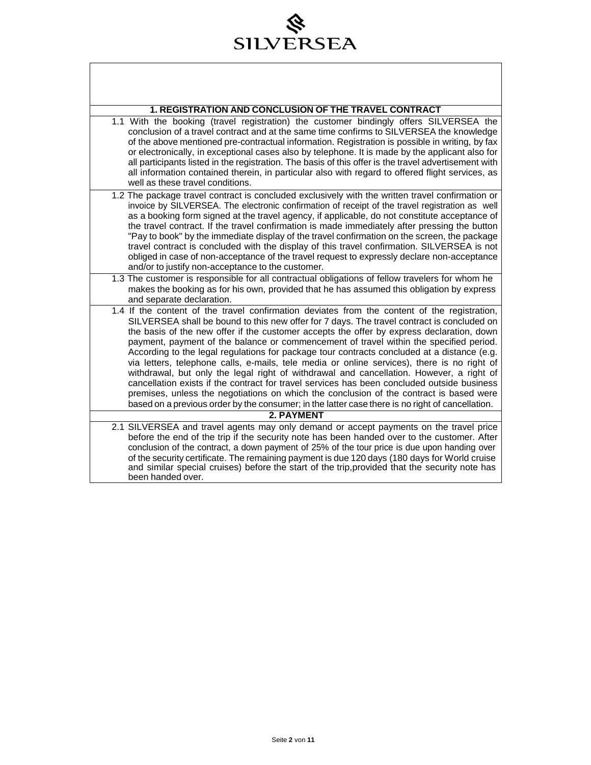## 1. REGISTRATION AND CONCLUSION OF THE TRAVEL CONTRACT

1.1 With the booking (travel registration) the customer bindingly offers SILVERSEA the conclusion of a travel contract and at the same time confirms to SILVERSEA the knowledge of the above mentioned pre-contractual information. Registration is possible in writing, by fax or electronically, in exceptional cases also by telephone. It is made by the applicant also for all participants listed in the registration. The basis of this offer is the travel advertisement with all information contained therein, in particular also with regard to offered flight services, as well as these travel conditions.

1.2 The package travel contract is concluded exclusively with the written travel confirmation or invoice by SILVERSEA. The electronic confirmation of receipt of the travel registration as well as a booking form signed at the travel agency, if applicable, do not constitute acceptance of the travel contract. If the travel confirmation is made immediately after pressing the button "Pay to book" by the immediate display of the travel confirmation on the screen, the package travel contract is concluded with the display of this travel confirmation. SILVERSEA is not obliged in case of non-acceptance of the travel request to expressly declare non-acceptance and/or to justify non-acceptance to the customer.

1.3 The customer is responsible for all contractual obligations of fellow travelers for whom he makes the booking as for his own, provided that he has assumed this obligation by express and separate declaration.

1.4 If the content of the travel confirmation deviates from the content of the registration, SILVERSEA shall be bound to this new offer for 7 days. The travel contract is concluded on the basis of the new offer if the customer accepts the offer by express declaration, down payment, payment of the balance or commencement of travel within the specified period. According to the legal regulations for package tour contracts concluded at a distance (e.g. via letters, telephone calls, e-mails, tele media or online services), there is no right of withdrawal, but only the legal right of withdrawal and cancellation. However, a right of cancellation exists if the contract for travel services has been concluded outside business premises, unless the negotiations on which the conclusion of the contract is based were based on a previous order by the consumer; in the latter case there is no right of cancellation.

## 2. PAYMENT

2.1 SILVERSEA and travel agents may only demand or accept payments on the travel price before the end of the trip if the security note has been handed over to the customer. After conclusion of the contract, a down payment of 25% of the tour price is due upon handing over of the security certificate. The remaining payment is due 120 days (180 days for World cruise and similar special cruises) before the start of the trip,provided that the security note has been handed over.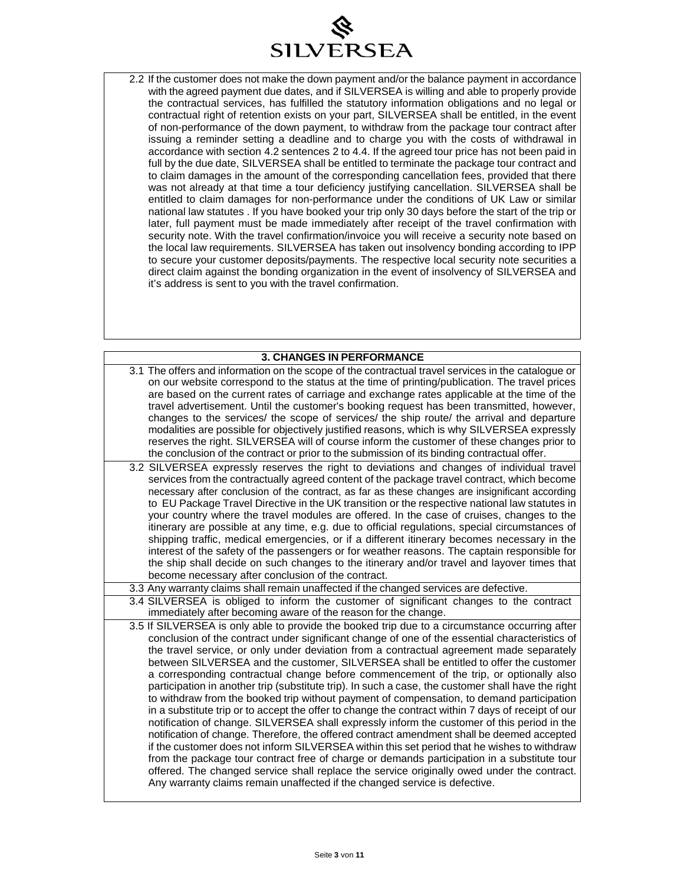2.2 If the customer does not make the down payment and/or the balance payment in accordance with the agreed payment due dates, and if SILVERSEA is willing and able to properly provide the contractual services, has fulfilled the statutory information obligations and no legal or contractual right of retention exists on your part, SILVERSEA shall be entitled, in the event of non-performance of the down payment, to withdraw from the package tour contract after issuing a reminder setting a deadline and to charge you with the costs of withdrawal in accordance with section 4.2 sentences 2 to 4.4. If the agreed tour price has not been paid in full by the due date, SILVERSEA shall be entitled to terminate the package tour contract and to claim damages in the amount of the corresponding cancellation fees, provided that there was not already at that time a tour deficiency justifying cancellation. SILVERSEA shall be entitled to claim damages for non-performance under the conditions of UK Law or similar national law statutes . If you have booked your trip only 30 days before the start of the trip or later, full payment must be made immediately after receipt of the travel confirmation with security note. With the travel confirmation/invoice you will receive a security note based on the local law requirements. SILVERSEA has taken out insolvency bonding according to IPP to secure your customer deposits/payments. The respective local security note securities a direct claim against the bonding organization in the event of insolvency of SILVERSEA and it's address is sent to you with the travel confirmation.

## 3. CHANGES IN PERFORMANCE

3.1 The offers and information on the scope of the contractual travel services in the catalogue or on our website correspond to the status at the time of printing/publication. The travel prices are based on the current rates of carriage and exchange rates applicable at the time of the travel advertisement. Until the customer's booking request has been transmitted, however, changes to the services/ the scope of services/ the ship route/ the arrival and departure modalities are possible for objectively justified reasons, which is why SILVERSEA expressly reserves the right. SILVERSEA will of course inform the customer of these changes prior to the conclusion of the contract or prior to the submission of its binding contractual offer.

3.2 SILVERSEA expressly reserves the right to deviations and changes of individual travel services from the contractually agreed content of the package travel contract, which become necessary after conclusion of the contract, as far as these changes are insignificant according to EU Package Travel Directive in the UK transition or the respective national law statutes in your country where the travel modules are offered. In the case of cruises, changes to the itinerary are possible at any time, e.g. due to official regulations, special circumstances of shipping traffic, medical emergencies, or if a different itinerary becomes necessary in the interest of the safety of the passengers or for weather reasons. The captain responsible for the ship shall decide on such changes to the itinerary and/or travel and layover times that become necessary after conclusion of the contract.

3.3 Any warranty claims shall remain unaffected if the changed services are defective.

3.4 SILVERSEA is obliged to inform the customer of significant changes to the contract immediately after becoming aware of the reason for the change.

3.5 If SILVERSEA is only able to provide the booked trip due to a circumstance occurring after conclusion of the contract under significant change of one of the essential characteristics of the travel service, or only under deviation from a contractual agreement made separately between SILVERSEA and the customer, SILVERSEA shall be entitled to offer the customer a corresponding contractual change before commencement of the trip, or optionally also participation in another trip (substitute trip). In such a case, the customer shall have the right to withdraw from the booked trip without payment of compensation, to demand participation in a substitute trip or to accept the offer to change the contract within 7 days of receipt of our notification of change. SILVERSEA shall expressly inform the customer of this period in the notification of change. Therefore, the offered contract amendment shall be deemed accepted if the customer does not inform SILVERSEA within this set period that he wishes to withdraw from the package tour contract free of charge or demands participation in a substitute tour offered. The changed service shall replace the service originally owed under the contract. Any warranty claims remain unaffected if the changed service is defective.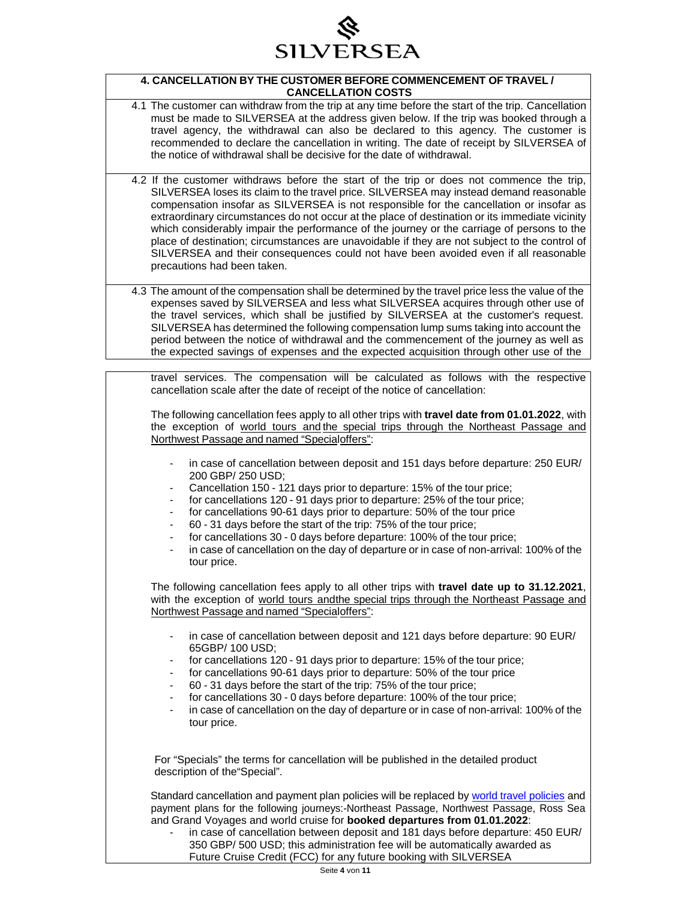## 4. CANCELLATION BY THE CUSTOMER BEFORE COMMENCEMENT OF TRAVEL / CANCELLATION COSTS

4.1 The customer can withdraw from the trip at any time before the start of the trip. Cancellation must be made to SILVERSEA at the address given below. If the trip was booked through a travel agency, the withdrawal can also be declared to this agency. The customer is recommended to declare the cancellation in writing. The date of receipt by SILVERSEA of the notice of withdrawal shall be decisive for the date of withdrawal.

4.2 If the customer withdraws before the start of the trip or does not commence the trip, SILVERSEA loses its claim to the travel price. SILVERSEA may instead demand reasonable compensation insofar as SILVERSEA is not responsible for the cancellation or insofar as extraordinary circumstances do not occur at the place of destination or its immediate vicinity which considerably impair the performance of the journey or the carriage of persons to the place of destination; circumstances are unavoidable if they are not subject to the control of SILVERSEA and their consequences could not have been avoided even if all reasonable precautions had been taken.

4.3 The amount of the compensation shall be determined by the travel price less the value of the expenses saved by SILVERSEA and less what SILVERSEA acquires through other use of the travel services, which shall be justified by SILVERSEA at the customer's request. SILVERSEA has determined the following compensation lump sums taking into account the period between the notice of withdrawal and the commencement of the journey as well as the expected savings of expenses and the expected acquisition through other use of the travel services. The compensation will be calculated as follows with the respective cancellation scale after the date of receipt of the notice of cancellation:

The following cancellation fees apply to all other trips with **travel date from 01.01.2022**, with the exception of world tours and the special trips through the Northeast Passage and Northwest Passage and named "Specialoffers":

- in case of cancellation between deposit and 151 days before departure: 250 EUR/ 200 GBP/ 250 USD;
- Cancellation 150 - 121 days prior to departure: 15% of the tour price;
- for cancellations 120 - 91 days prior to departure: 25% of the tour price;
- for cancellations 90-61 days prior to departure: 50% of the tour price
- 60 - 31 days before the start of the trip: 75% of the tour price;
- for cancellations 30 - 0 days before departure: 100% of the tour price;
- in case of cancellation on the day of departure or in case of non-arrival: 100% of the tour price.

The following cancellation fees apply to all other trips with **travel date up to 31.12.2021**, with the exception of world tours andthe special trips through the Northeast Passage and Northwest Passage and named "Specialoffers":

- in case of cancellation between deposit and 121 days before departure: 90 EUR/ 65GBP/ 100 USD;
- for cancellations 120 - 91 days prior to departure: 15% of the tour price;
- for cancellations 90-61 days prior to departure: 50% of the tour price
- 60 - 31 days before the start of the trip: 75% of the tour price;
- for cancellations 30 - 0 days before departure: 100% of the tour price;
- in case of cancellation on the day of departure or in case of non-arrival: 100% of the tour price.

For "Specials" the terms for cancellation will be published in the detailed product description of the"Special".

Standard cancellation and payment plan policies will be replaced by world travel policies and payment plans for the following journeys:-Northeast Passage, Northwest Passage, Ross Sea and Grand Voyages and world cruise for **booked departures from 01.01.2022**:

- in case of cancellation between deposit and 181 days before departure: 450 EUR/ 350 GBP/ 500 USD; this administration fee will be automatically awarded as Future Cruise Credit (FCC) for any future booking with SILVERSEA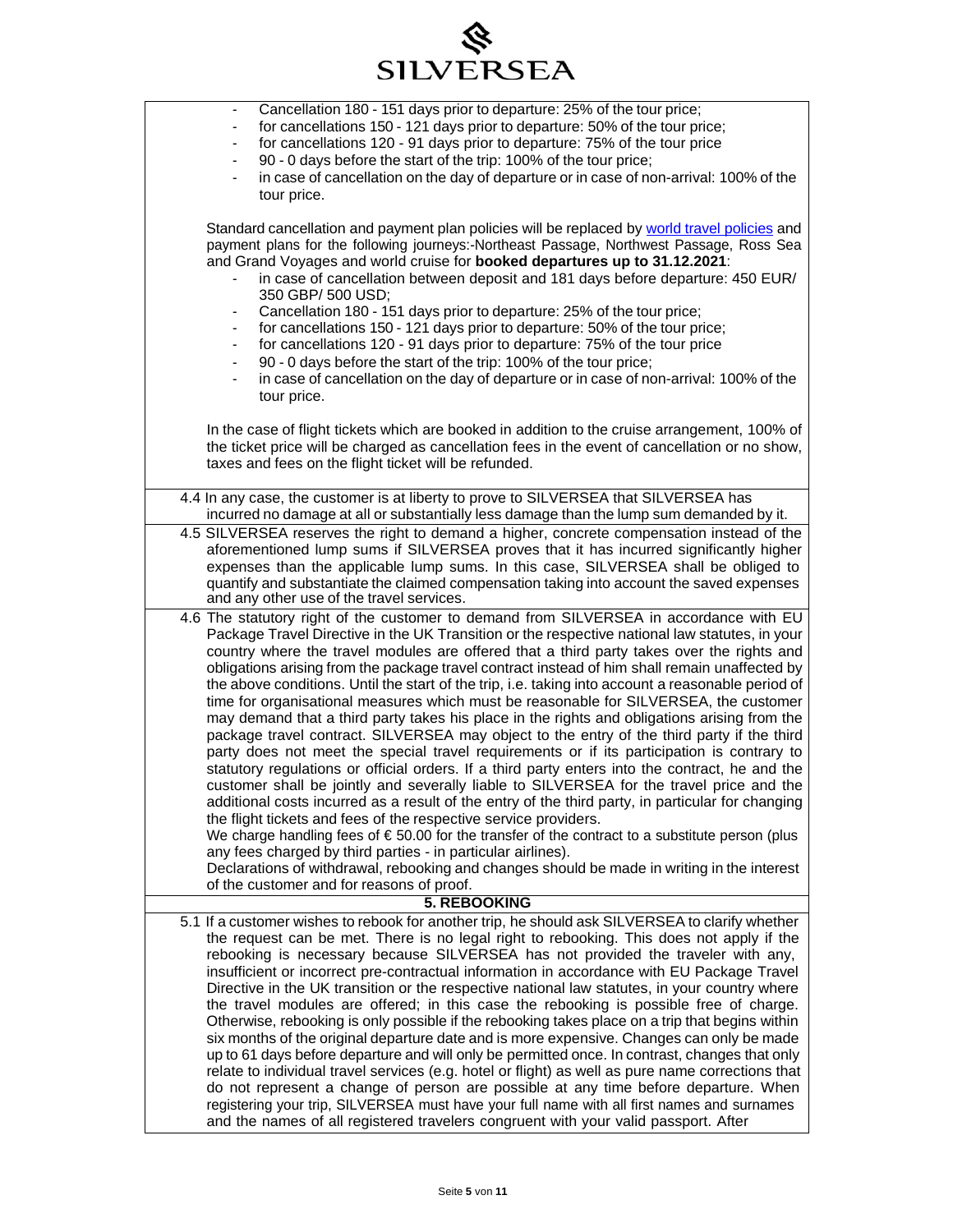- Cancellation 180 - 151 days prior to departure: 25% of the tour price;
- for cancellations 150 - 121 days prior to departure: 50% of the tour price;
- for cancellations 120 - 91 days prior to departure: 75% of the tour price
- 90 - 0 days before the start of the trip: 100% of the tour price;
- in case of cancellation on the day of departure or in case of non-arrival: 100% of the tour price.

Standard cancellation and payment plan policies will be replaced by world travel policies and payment plans for the following journeys:-Northeast Passage, Northwest Passage, Ross Sea and Grand Voyages and world cruise for **booked departures up to 31.12.2021**:

- in case of cancellation between deposit and 181 days before departure: 450 EUR/ 350 GBP/ 500 USD;
- Cancellation 180 - 151 days prior to departure: 25% of the tour price;
- for cancellations 150 - 121 days prior to departure: 50% of the tour price;
- for cancellations 120 - 91 days prior to departure: 75% of the tour price
- 90 - 0 days before the start of the trip: 100% of the tour price;
- in case of cancellation on the day of departure or in case of non-arrival: 100% of the tour price.

In the case of flight tickets which are booked in addition to the cruise arrangement, 100% of the ticket price will be charged as cancellation fees in the event of cancellation or no show, taxes and fees on the flight ticket will be refunded.

4.4 In any case, the customer is at liberty to prove to SILVERSEA that SILVERSEA has incurred no damage at all or substantially less damage than the lump sum demanded by it.

4.5 SILVERSEA reserves the right to demand a higher, concrete compensation instead of the aforementioned lump sums if SILVERSEA proves that it has incurred significantly higher expenses than the applicable lump sums. In this case, SILVERSEA shall be obliged to quantify and substantiate the claimed compensation taking into account the saved expenses and any other use of the travel services.

4.6 The statutory right of the customer to demand from SILVERSEA in accordance with EU Package Travel Directive in the UK Transition or the respective national law statutes, in your country where the travel modules are offered that a third party takes over the rights and obligations arising from the package travel contract instead of him shall remain unaffected by the above conditions. Until the start of the trip, i.e. taking into account a reasonable period of time for organisational measures which must be reasonable for SILVERSEA, the customer may demand that a third party takes his place in the rights and obligations arising from the package travel contract. SILVERSEA may object to the entry of the third party if the third party does not meet the special travel requirements or if its participation is contrary to statutory regulations or official orders. If a third party enters into the contract, he and the customer shall be jointly and severally liable to SILVERSEA for the travel price and the additional costs incurred as a result of the entry of the third party, in particular for changing the flight tickets and fees of the respective service providers.
We charge handling fees of € 50.00 for the transfer of the contract to a substitute person (plus any fees charged by third parties - in particular airlines).
Declarations of withdrawal, rebooking and changes should be made in writing in the interest of the customer and for reasons of proof.

## 5. REBOOKING

5.1 If a customer wishes to rebook for another trip, he should ask SILVERSEA to clarify whether the request can be met. There is no legal right to rebooking. This does not apply if the rebooking is necessary because SILVERSEA has not provided the traveler with any, insufficient or incorrect pre-contractual information in accordance with EU Package Travel Directive in the UK transition or the respective national law statutes, in your country where the travel modules are offered; in this case the rebooking is possible free of charge. Otherwise, rebooking is only possible if the rebooking takes place on a trip that begins within six months of the original departure date and is more expensive. Changes can only be made up to 61 days before departure and will only be permitted once. In contrast, changes that only relate to individual travel services (e.g. hotel or flight) as well as pure name corrections that do not represent a change of person are possible at any time before departure. When registering your trip, SILVERSEA must have your full name with all first names and surnames and the names of all registered travelers congruent with your valid passport. After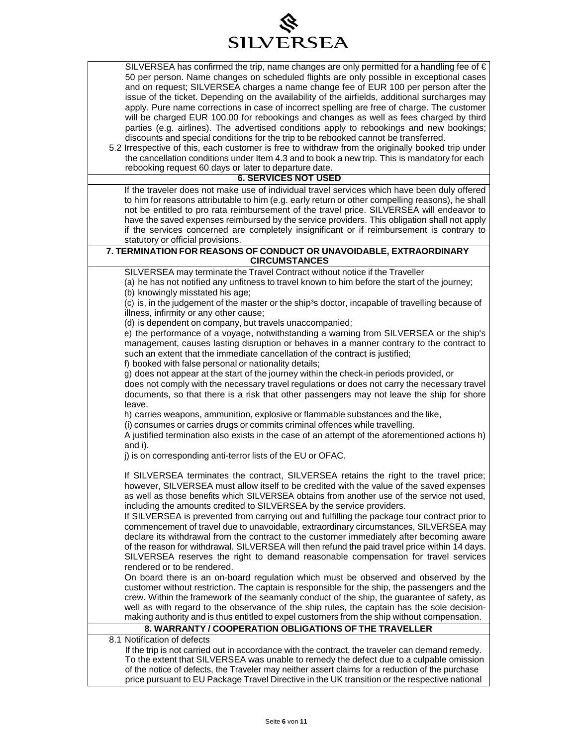SILVERSEA has confirmed the trip, name changes are only permitted for a handling fee of € 50 per person. Name changes on scheduled flights are only possible in exceptional cases and on request; SILVERSEA charges a name change fee of EUR 100 per person after the issue of the ticket. Depending on the availability of the airfields, additional surcharges may apply. Pure name corrections in case of incorrect spelling are free of charge. The customer will be charged EUR 100.00 for rebookings and changes as well as fees charged by third parties (e.g. airlines). The advertised conditions apply to rebookings and new bookings; discounts and special conditions for the trip to be rebooked cannot be transferred.

5.2 Irrespective of this, each customer is free to withdraw from the originally booked trip under the cancellation conditions under Item 4.3 and to book a new trip. This is mandatory for each rebooking request 60 days or later to departure date.

## 6. SERVICES NOT USED

If the traveler does not make use of individual travel services which have been duly offered to him for reasons attributable to him (e.g. early return or other compelling reasons), he shall not be entitled to pro rata reimbursement of the travel price. SILVERSEA will endeavor to have the saved expenses reimbursed by the service providers. This obligation shall not apply if the services concerned are completely insignificant or if reimbursement is contrary to statutory or official provisions.

## 7. TERMINATION FOR REASONS OF CONDUCT OR UNAVOIDABLE, EXTRAORDINARY CIRCUMSTANCES

SILVERSEA may terminate the Travel Contract without notice if the Traveller

(a) he has not notified any unfitness to travel known to him before the start of the journey;

(b) knowingly misstated his age;

(c) is, in the judgement of the master or the ship³s doctor, incapable of travelling because of illness, infirmity or any other cause;

(d) is dependent on company, but travels unaccompanied;

e) the performance of a voyage, notwithstanding a warning from SILVERSEA or the ship's management, causes lasting disruption or behaves in a manner contrary to the contract to such an extent that the immediate cancellation of the contract is justified;

f) booked with false personal or nationality details;

g) does not appear at the start of the journey within the check-in periods provided, or does not comply with the necessary travel regulations or does not carry the necessary travel documents, so that there is a risk that other passengers may not leave the ship for shore leave.

h) carries weapons, ammunition, explosive or flammable substances and the like,

(i) consumes or carries drugs or commits criminal offences while travelling.

A justified termination also exists in the case of an attempt of the aforementioned actions h) and i).

j) is on corresponding anti-terror lists of the EU or OFAC.

If SILVERSEA terminates the contract, SILVERSEA retains the right to the travel price; however, SILVERSEA must allow itself to be credited with the value of the saved expenses as well as those benefits which SILVERSEA obtains from another use of the service not used, including the amounts credited to SILVERSEA by the service providers.

If SILVERSEA is prevented from carrying out and fulfilling the package tour contract prior to commencement of travel due to unavoidable, extraordinary circumstances, SILVERSEA may declare its withdrawal from the contract to the customer immediately after becoming aware of the reason for withdrawal. SILVERSEA will then refund the paid travel price within 14 days. SILVERSEA reserves the right to demand reasonable compensation for travel services rendered or to be rendered.

On board there is an on-board regulation which must be observed and observed by the customer without restriction. The captain is responsible for the ship, the passengers and the crew. Within the framework of the seamanly conduct of the ship, the guarantee of safety, as well as with regard to the observance of the ship rules, the captain has the sole decision-making authority and is thus entitled to expel customers from the ship without compensation.

## 8. WARRANTY / COOPERATION OBLIGATIONS OF THE TRAVELLER

8.1 Notification of defects

If the trip is not carried out in accordance with the contract, the traveler can demand remedy. To the extent that SILVERSEA was unable to remedy the defect due to a culpable omission of the notice of defects, the Traveler may neither assert claims for a reduction of the purchase price pursuant to EU Package Travel Directive in the UK transition or the respective national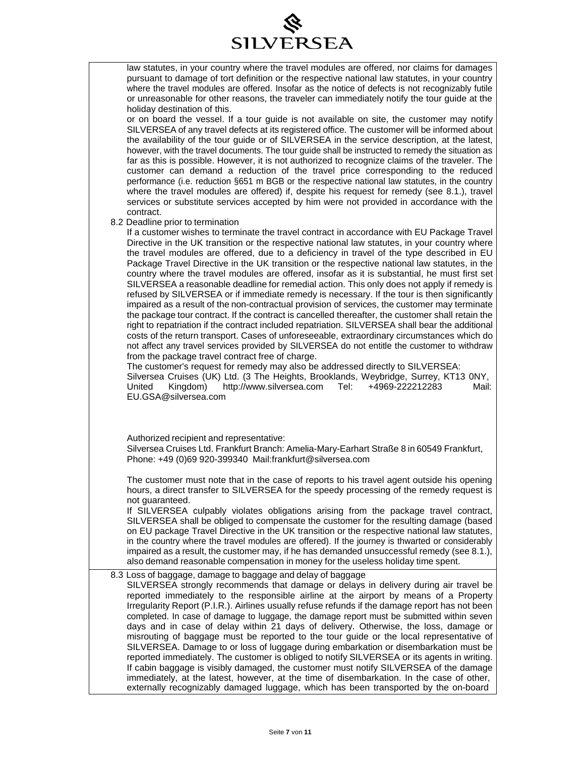law statutes, in your country where the travel modules are offered, nor claims for damages pursuant to damage of tort definition or the respective national law statutes, in your country where the travel modules are offered. Insofar as the notice of defects is not recognizably futile or unreasonable for other reasons, the traveler can immediately notify the tour guide at the holiday destination of this.

or on board the vessel. If a tour guide is not available on site, the customer may notify SILVERSEA of any travel defects at its registered office. The customer will be informed about the availability of the tour guide or of SILVERSEA in the service description, at the latest, however, with the travel documents. The tour guide shall be instructed to remedy the situation as far as this is possible. However, it is not authorized to recognize claims of the traveler. The customer can demand a reduction of the travel price corresponding to the reduced performance (i.e. reduction §651 m BGB or the respective national law statutes, in the country where the travel modules are offered) if, despite his request for remedy (see 8.1.), travel services or substitute services accepted by him were not provided in accordance with the contract.

### 8.2 Deadline prior to termination

If a customer wishes to terminate the travel contract in accordance with EU Package Travel Directive in the UK transition or the respective national law statutes, in your country where the travel modules are offered, due to a deficiency in travel of the type described in EU Package Travel Directive in the UK transition or the respective national law statutes, in the country where the travel modules are offered, insofar as it is substantial, he must first set SILVERSEA a reasonable deadline for remedial action. This only does not apply if remedy is refused by SILVERSEA or if immediate remedy is necessary. If the tour is then significantly impaired as a result of the non-contractual provision of services, the customer may terminate the package tour contract. If the contract is cancelled thereafter, the customer shall retain the right to repatriation if the contract included repatriation. SILVERSEA shall bear the additional costs of the return transport. Cases of unforeseeable, extraordinary circumstances which do not affect any travel services provided by SILVERSEA do not entitle the customer to withdraw from the package travel contract free of charge.

The customer's request for remedy may also be addressed directly to SILVERSEA:
Silversea Cruises (UK) Ltd. (3 The Heights, Brooklands, Weybridge, Surrey, KT13 0NY, United Kingdom) http://www.silversea.com Tel: +4969-222212283 Mail: EU.GSA@silversea.com

Authorized recipient and representative:
Silversea Cruises Ltd. Frankfurt Branch: Amelia-Mary-Earhart Straße 8 in 60549 Frankfurt, Phone: +49 (0)69 920-399340 Mail:frankfurt@silversea.com

The customer must note that in the case of reports to his travel agent outside his opening hours, a direct transfer to SILVERSEA for the speedy processing of the remedy request is not guaranteed.

If SILVERSEA culpably violates obligations arising from the package travel contract, SILVERSEA shall be obliged to compensate the customer for the resulting damage (based on EU package Travel Directive in the UK transition or the respective national law statutes, in the country where the travel modules are offered). If the journey is thwarted or considerably impaired as a result, the customer may, if he has demanded unsuccessful remedy (see 8.1.), also demand reasonable compensation in money for the useless holiday time spent.

### 8.3 Loss of baggage, damage to baggage and delay of baggage

SILVERSEA strongly recommends that damage or delays in delivery during air travel be reported immediately to the responsible airline at the airport by means of a Property Irregularity Report (P.I.R.). Airlines usually refuse refunds if the damage report has not been completed. In case of damage to luggage, the damage report must be submitted within seven days and in case of delay within 21 days of delivery. Otherwise, the loss, damage or misrouting of baggage must be reported to the tour guide or the local representative of SILVERSEA. Damage to or loss of luggage during embarkation or disembarkation must be reported immediately. The customer is obliged to notify SILVERSEA or its agents in writing. If cabin baggage is visibly damaged, the customer must notify SILVERSEA of the damage immediately, at the latest, however, at the time of disembarkation. In the case of other, externally recognizably damaged luggage, which has been transported by the on-board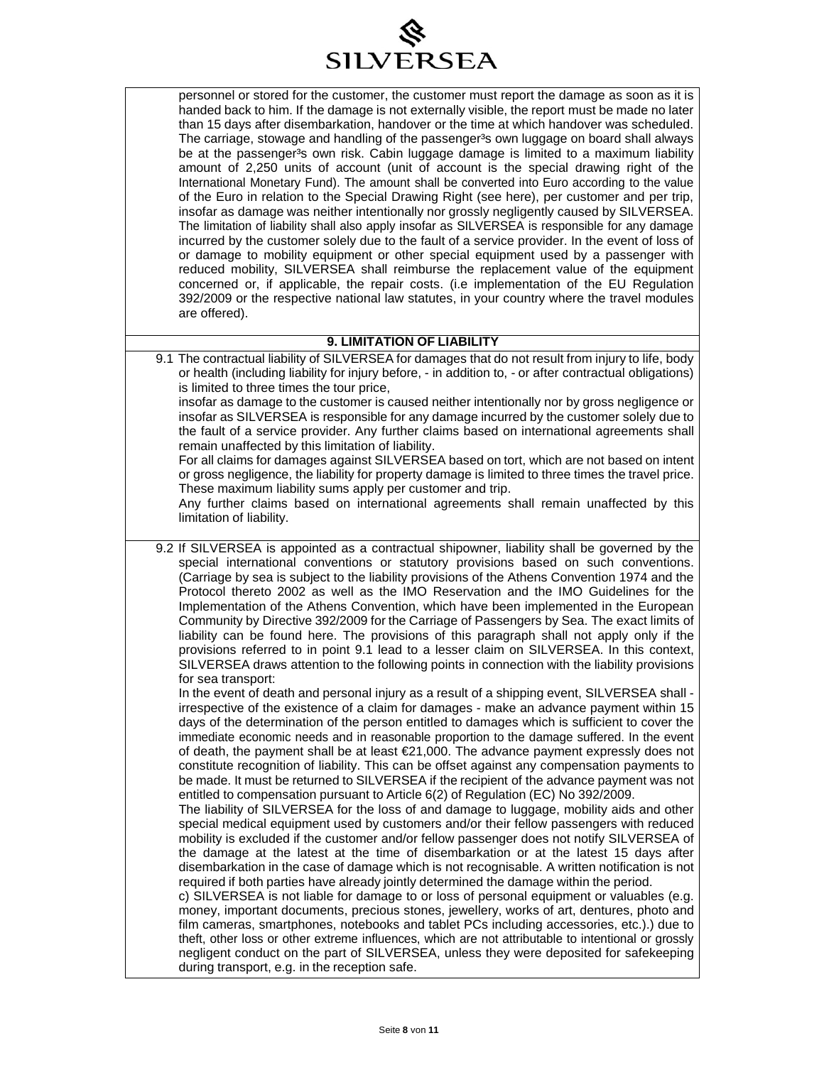personnel or stored for the customer, the customer must report the damage as soon as it is handed back to him. If the damage is not externally visible, the report must be made no later than 15 days after disembarkation, handover or the time at which handover was scheduled. The carriage, stowage and handling of the passenger³s own luggage on board shall always be at the passenger³s own risk. Cabin luggage damage is limited to a maximum liability amount of 2,250 units of account (unit of account is the special drawing right of the International Monetary Fund). The amount shall be converted into Euro according to the value of the Euro in relation to the Special Drawing Right (see here), per customer and per trip, insofar as damage was neither intentionally nor grossly negligently caused by SILVERSEA. The limitation of liability shall also apply insofar as SILVERSEA is responsible for any damage incurred by the customer solely due to the fault of a service provider. In the event of loss of or damage to mobility equipment or other special equipment used by a passenger with reduced mobility, SILVERSEA shall reimburse the replacement value of the equipment concerned or, if applicable, the repair costs. (i.e implementation of the EU Regulation 392/2009 or the respective national law statutes, in your country where the travel modules are offered).

## 9. LIMITATION OF LIABILITY

9.1 The contractual liability of SILVERSEA for damages that do not result from injury to life, body or health (including liability for injury before, - in addition to, - or after contractual obligations) is limited to three times the tour price,
insofar as damage to the customer is caused neither intentionally nor by gross negligence or insofar as SILVERSEA is responsible for any damage incurred by the customer solely due to the fault of a service provider. Any further claims based on international agreements shall remain unaffected by this limitation of liability.
For all claims for damages against SILVERSEA based on tort, which are not based on intent or gross negligence, the liability for property damage is limited to three times the travel price. These maximum liability sums apply per customer and trip.
Any further claims based on international agreements shall remain unaffected by this limitation of liability.

9.2 If SILVERSEA is appointed as a contractual shipowner, liability shall be governed by the special international conventions or statutory provisions based on such conventions. (Carriage by sea is subject to the liability provisions of the Athens Convention 1974 and the Protocol thereto 2002 as well as the IMO Reservation and the IMO Guidelines for the Implementation of the Athens Convention, which have been implemented in the European Community by Directive 392/2009 for the Carriage of Passengers by Sea. The exact limits of liability can be found here. The provisions of this paragraph shall not apply only if the provisions referred to in point 9.1 lead to a lesser claim on SILVERSEA. In this context, SILVERSEA draws attention to the following points in connection with the liability provisions for sea transport:
In the event of death and personal injury as a result of a shipping event, SILVERSEA shall - irrespective of the existence of a claim for damages - make an advance payment within 15 days of the determination of the person entitled to damages which is sufficient to cover the immediate economic needs and in reasonable proportion to the damage suffered. In the event of death, the payment shall be at least €21,000. The advance payment expressly does not constitute recognition of liability. This can be offset against any compensation payments to be made. It must be returned to SILVERSEA if the recipient of the advance payment was not entitled to compensation pursuant to Article 6(2) of Regulation (EC) No 392/2009.
The liability of SILVERSEA for the loss of and damage to luggage, mobility aids and other special medical equipment used by customers and/or their fellow passengers with reduced mobility is excluded if the customer and/or fellow passenger does not notify SILVERSEA of the damage at the latest at the time of disembarkation or at the latest 15 days after disembarkation in the case of damage which is not recognisable. A written notification is not required if both parties have already jointly determined the damage within the period.
c) SILVERSEA is not liable for damage to or loss of personal equipment or valuables (e.g. money, important documents, precious stones, jewellery, works of art, dentures, photo and film cameras, smartphones, notebooks and tablet PCs including accessories, etc.).) due to theft, other loss or other extreme influences, which are not attributable to intentional or grossly negligent conduct on the part of SILVERSEA, unless they were deposited for safekeeping during transport, e.g. in the reception safe.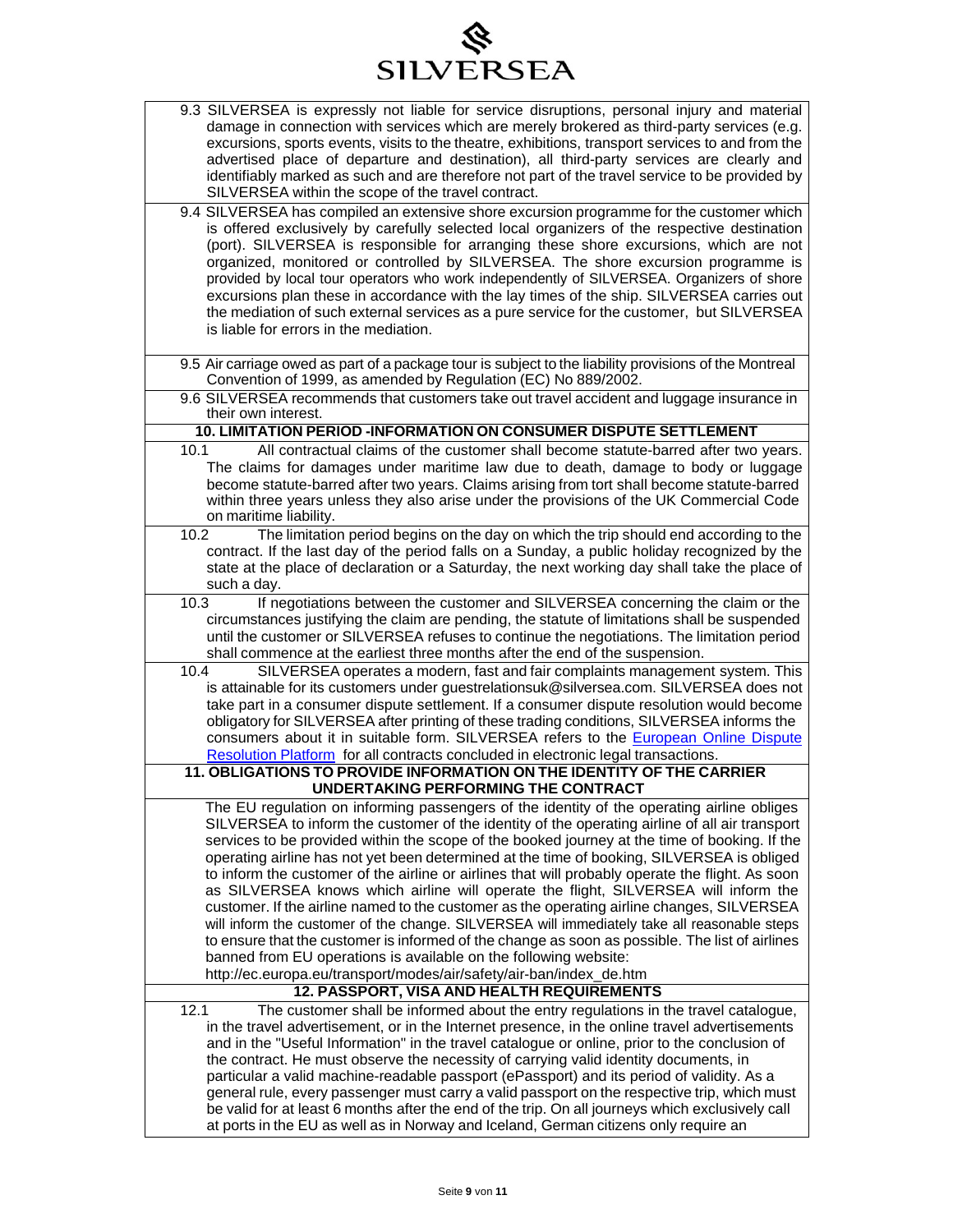9.3 SILVERSEA is expressly not liable for service disruptions, personal injury and material damage in connection with services which are merely brokered as third-party services (e.g. excursions, sports events, visits to the theatre, exhibitions, transport services to and from the advertised place of departure and destination), all third-party services are clearly and identifiably marked as such and are therefore not part of the travel service to be provided by SILVERSEA within the scope of the travel contract.

9.4 SILVERSEA has compiled an extensive shore excursion programme for the customer which is offered exclusively by carefully selected local organizers of the respective destination (port). SILVERSEA is responsible for arranging these shore excursions, which are not organized, monitored or controlled by SILVERSEA. The shore excursion programme is provided by local tour operators who work independently of SILVERSEA. Organizers of shore excursions plan these in accordance with the lay times of the ship. SILVERSEA carries out the mediation of such external services as a pure service for the customer, but SILVERSEA is liable for errors in the mediation.

9.5 Air carriage owed as part of a package tour is subject to the liability provisions of the Montreal Convention of 1999, as amended by Regulation (EC) No 889/2002.

9.6 SILVERSEA recommends that customers take out travel accident and luggage insurance in their own interest.

## 10. LIMITATION PERIOD -INFORMATION ON CONSUMER DISPUTE SETTLEMENT

10.1 All contractual claims of the customer shall become statute-barred after two years. The claims for damages under maritime law due to death, damage to body or luggage become statute-barred after two years. Claims arising from tort shall become statute-barred within three years unless they also arise under the provisions of the UK Commercial Code on maritime liability.

10.2 The limitation period begins on the day on which the trip should end according to the contract. If the last day of the period falls on a Sunday, a public holiday recognized by the state at the place of declaration or a Saturday, the next working day shall take the place of such a day.

10.3 If negotiations between the customer and SILVERSEA concerning the claim or the circumstances justifying the claim are pending, the statute of limitations shall be suspended until the customer or SILVERSEA refuses to continue the negotiations. The limitation period shall commence at the earliest three months after the end of the suspension.

10.4 SILVERSEA operates a modern, fast and fair complaints management system. This is attainable for its customers under guestrelationsuk@silversea.com. SILVERSEA does not take part in a consumer dispute settlement. If a consumer dispute resolution would become obligatory for SILVERSEA after printing of these trading conditions, SILVERSEA informs the consumers about it in suitable form. SILVERSEA refers to the European Online Dispute Resolution Platform for all contracts concluded in electronic legal transactions.

## 11. OBLIGATIONS TO PROVIDE INFORMATION ON THE IDENTITY OF THE CARRIER UNDERTAKING PERFORMING THE CONTRACT

The EU regulation on informing passengers of the identity of the operating airline obliges SILVERSEA to inform the customer of the identity of the operating airline of all air transport services to be provided within the scope of the booked journey at the time of booking. If the operating airline has not yet been determined at the time of booking, SILVERSEA is obliged to inform the customer of the airline or airlines that will probably operate the flight. As soon as SILVERSEA knows which airline will operate the flight, SILVERSEA will inform the customer. If the airline named to the customer as the operating airline changes, SILVERSEA will inform the customer of the change. SILVERSEA will immediately take all reasonable steps to ensure that the customer is informed of the change as soon as possible. The list of airlines banned from EU operations is available on the following website:
http://ec.europa.eu/transport/modes/air/safety/air-ban/index_de.htm

## 12. PASSPORT, VISA AND HEALTH REQUIREMENTS

12.1 The customer shall be informed about the entry regulations in the travel catalogue, in the travel advertisement, or in the Internet presence, in the online travel advertisements and in the "Useful Information" in the travel catalogue or online, prior to the conclusion of the contract. He must observe the necessity of carrying valid identity documents, in particular a valid machine-readable passport (ePassport) and its period of validity. As a general rule, every passenger must carry a valid passport on the respective trip, which must be valid for at least 6 months after the end of the trip. On all journeys which exclusively call at ports in the EU as well as in Norway and Iceland, German citizens only require an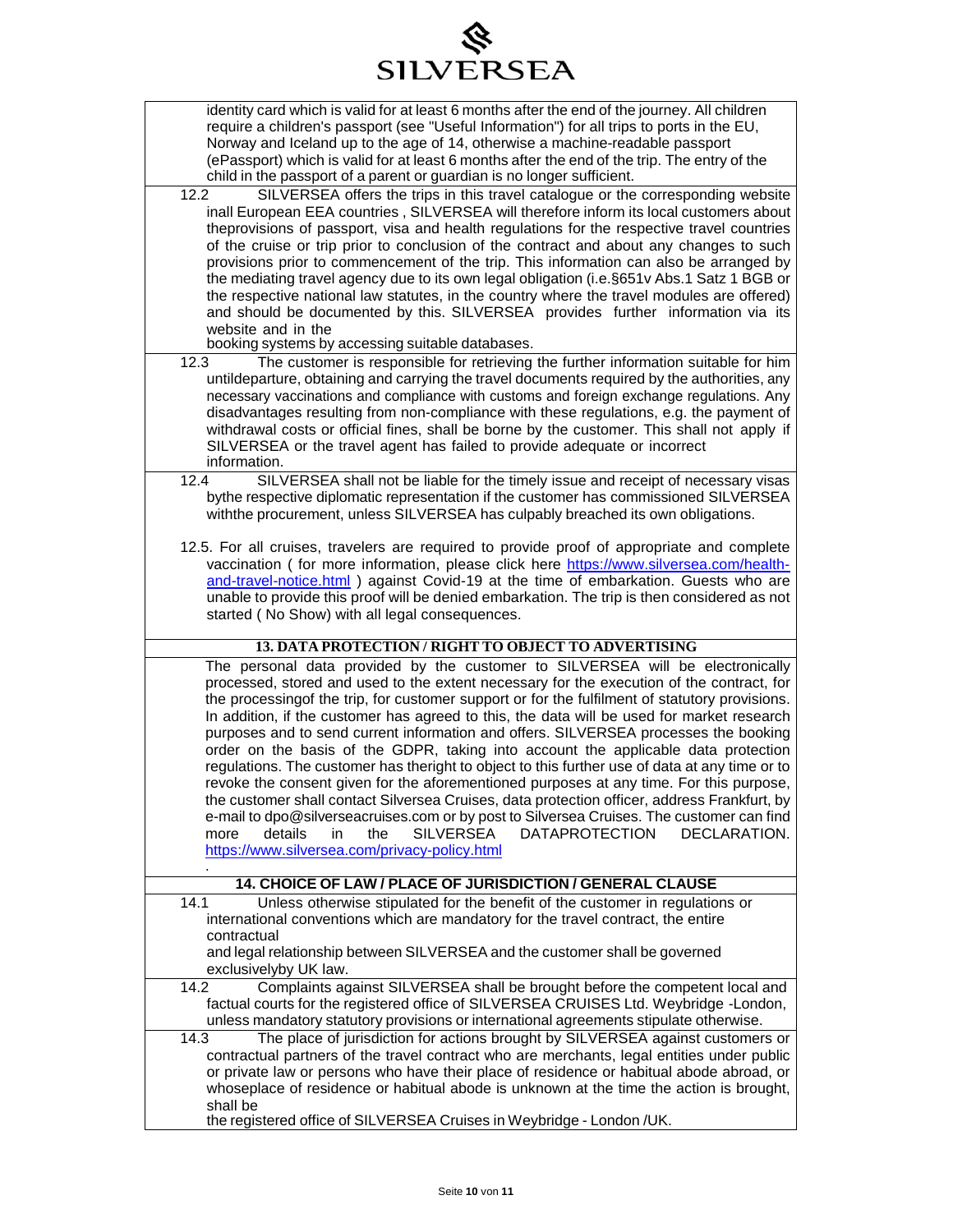identity card which is valid for at least 6 months after the end of the journey. All children require a children's passport (see "Useful Information") for all trips to ports in the EU, Norway and Iceland up to the age of 14, otherwise a machine-readable passport (ePassport) which is valid for at least 6 months after the end of the trip. The entry of the child in the passport of a parent or guardian is no longer sufficient.

12.2 SILVERSEA offers the trips in this travel catalogue or the corresponding website inall European EEA countries , SILVERSEA will therefore inform its local customers about theprovisions of passport, visa and health regulations for the respective travel countries of the cruise or trip prior to conclusion of the contract and about any changes to such provisions prior to commencement of the trip. This information can also be arranged by the mediating travel agency due to its own legal obligation (i.e.§651v Abs.1 Satz 1 BGB or the respective national law statutes, in the country where the travel modules are offered) and should be documented by this. SILVERSEA provides further information via its website and in the booking systems by accessing suitable databases.

12.3 The customer is responsible for retrieving the further information suitable for him untildeparture, obtaining and carrying the travel documents required by the authorities, any necessary vaccinations and compliance with customs and foreign exchange regulations. Any disadvantages resulting from non-compliance with these regulations, e.g. the payment of withdrawal costs or official fines, shall be borne by the customer. This shall not apply if SILVERSEA or the travel agent has failed to provide adequate or incorrect information.

12.4 SILVERSEA shall not be liable for the timely issue and receipt of necessary visas bythe respective diplomatic representation if the customer has commissioned SILVERSEA withthe procurement, unless SILVERSEA has culpably breached its own obligations.

12.5. For all cruises, travelers are required to provide proof of appropriate and complete vaccination ( for more information, please click here https://www.silversea.com/health-and-travel-notice.html ) against Covid-19 at the time of embarkation. Guests who are unable to provide this proof will be denied embarkation. The trip is then considered as not started ( No Show) with all legal consequences.

## 13. DATA PROTECTION / RIGHT TO OBJECT TO ADVERTISING

The personal data provided by the customer to SILVERSEA will be electronically processed, stored and used to the extent necessary for the execution of the contract, for the processingof the trip, for customer support or for the fulfilment of statutory provisions. In addition, if the customer has agreed to this, the data will be used for market research purposes and to send current information and offers. SILVERSEA processes the booking order on the basis of the GDPR, taking into account the applicable data protection regulations. The customer has theright to object to this further use of data at any time or to revoke the consent given for the aforementioned purposes at any time. For this purpose, the customer shall contact Silversea Cruises, data protection officer, address Frankfurt, by e-mail to dpo@silverseacruises.com or by post to Silversea Cruises. The customer can find more details in the SILVERSEA DATAPROTECTION DECLARATION. https://www.silversea.com/privacy-policy.html

.

## 14. CHOICE OF LAW / PLACE OF JURISDICTION / GENERAL CLAUSE

14.1 Unless otherwise stipulated for the benefit of the customer in regulations or international conventions which are mandatory for the travel contract, the entire contractual and legal relationship between SILVERSEA and the customer shall be governed exclusivelyby UK law.

14.2 Complaints against SILVERSEA shall be brought before the competent local and factual courts for the registered office of SILVERSEA CRUISES Ltd. Weybridge -London, unless mandatory statutory provisions or international agreements stipulate otherwise.

14.3 The place of jurisdiction for actions brought by SILVERSEA against customers or contractual partners of the travel contract who are merchants, legal entities under public or private law or persons who have their place of residence or habitual abode abroad, or whoseplace of residence or habitual abode is unknown at the time the action is brought, shall be the registered office of SILVERSEA Cruises in Weybridge - London /UK.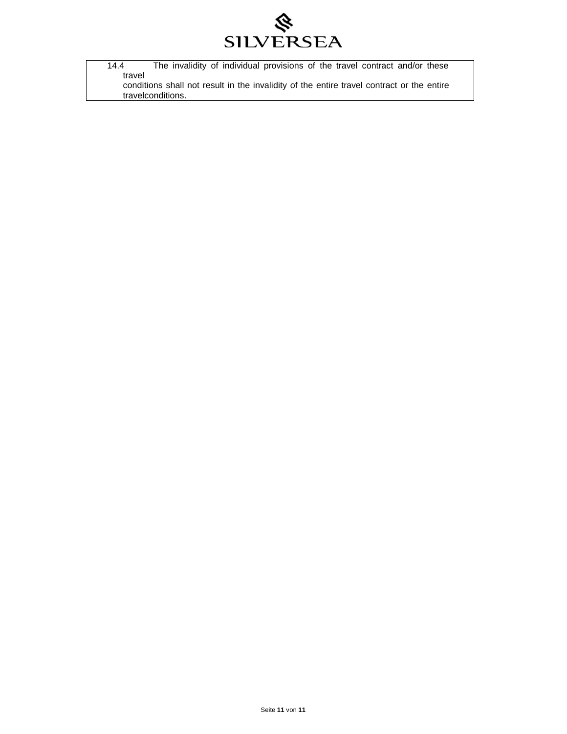14.4 The invalidity of individual provisions of the travel contract and/or these travel conditions shall not result in the invalidity of the entire travel contract or the entire travelconditions.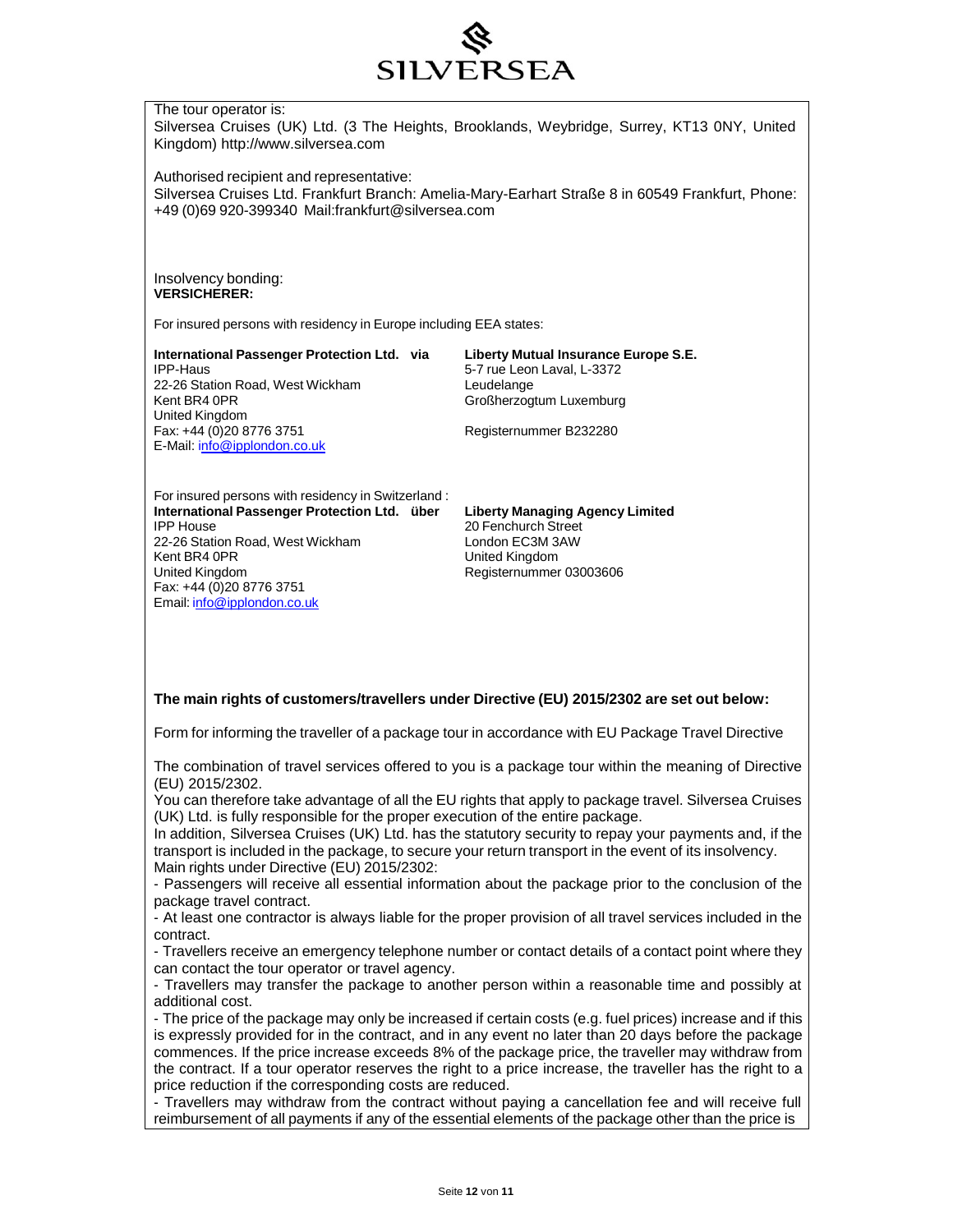The tour operator is:
Silversea Cruises (UK) Ltd. (3 The Heights, Brooklands, Weybridge, Surrey, KT13 0NY, United Kingdom) http://www.silversea.com

Authorised recipient and representative:
Silversea Cruises Ltd. Frankfurt Branch: Amelia-Mary-Earhart Straße 8 in 60549 Frankfurt, Phone: +49 (0)69 920-399340 Mail:frankfurt@silversea.com

Insolvency bonding:
**VERSICHERER:**

For insured persons with residency in Europe including EEA states:

**International Passenger Protection Ltd. via**
IPP-Haus
22-26 Station Road, West Wickham
Kent BR4 0PR
United Kingdom
Fax: +44 (0)20 8776 3751
E-Mail: info@ipplondon.co.uk

**Liberty Mutual Insurance Europe S.E.**
5-7 rue Leon Laval, L-3372
Leudelange
Großherzogtum Luxemburg

Registernummer B232280

For insured persons with residency in Switzerland :
**International Passenger Protection Ltd. über**
IPP House
22-26 Station Road, West Wickham
Kent BR4 0PR
United Kingdom
Fax: +44 (0)20 8776 3751
Email: info@ipplondon.co.uk

**Liberty Managing Agency Limited**
20 Fenchurch Street
London EC3M 3AW
United Kingdom
Registernummer 03003606

**The main rights of customers/travellers under Directive (EU) 2015/2302 are set out below:**

Form for informing the traveller of a package tour in accordance with EU Package Travel Directive

The combination of travel services offered to you is a package tour within the meaning of Directive (EU) 2015/2302.
You can therefore take advantage of all the EU rights that apply to package travel. Silversea Cruises (UK) Ltd. is fully responsible for the proper execution of the entire package.
In addition, Silversea Cruises (UK) Ltd. has the statutory security to repay your payments and, if the transport is included in the package, to secure your return transport in the event of its insolvency.
Main rights under Directive (EU) 2015/2302:

- Passengers will receive all essential information about the package prior to the conclusion of the package travel contract.
- At least one contractor is always liable for the proper provision of all travel services included in the contract.
- Travellers receive an emergency telephone number or contact details of a contact point where they can contact the tour operator or travel agency.
- Travellers may transfer the package to another person within a reasonable time and possibly at additional cost.
- The price of the package may only be increased if certain costs (e.g. fuel prices) increase and if this is expressly provided for in the contract, and in any event no later than 20 days before the package commences. If the price increase exceeds 8% of the package price, the traveller may withdraw from the contract. If a tour operator reserves the right to a price increase, the traveller has the right to a price reduction if the corresponding costs are reduced.
- Travellers may withdraw from the contract without paying a cancellation fee and will receive full reimbursement of all payments if any of the essential elements of the package other than the price is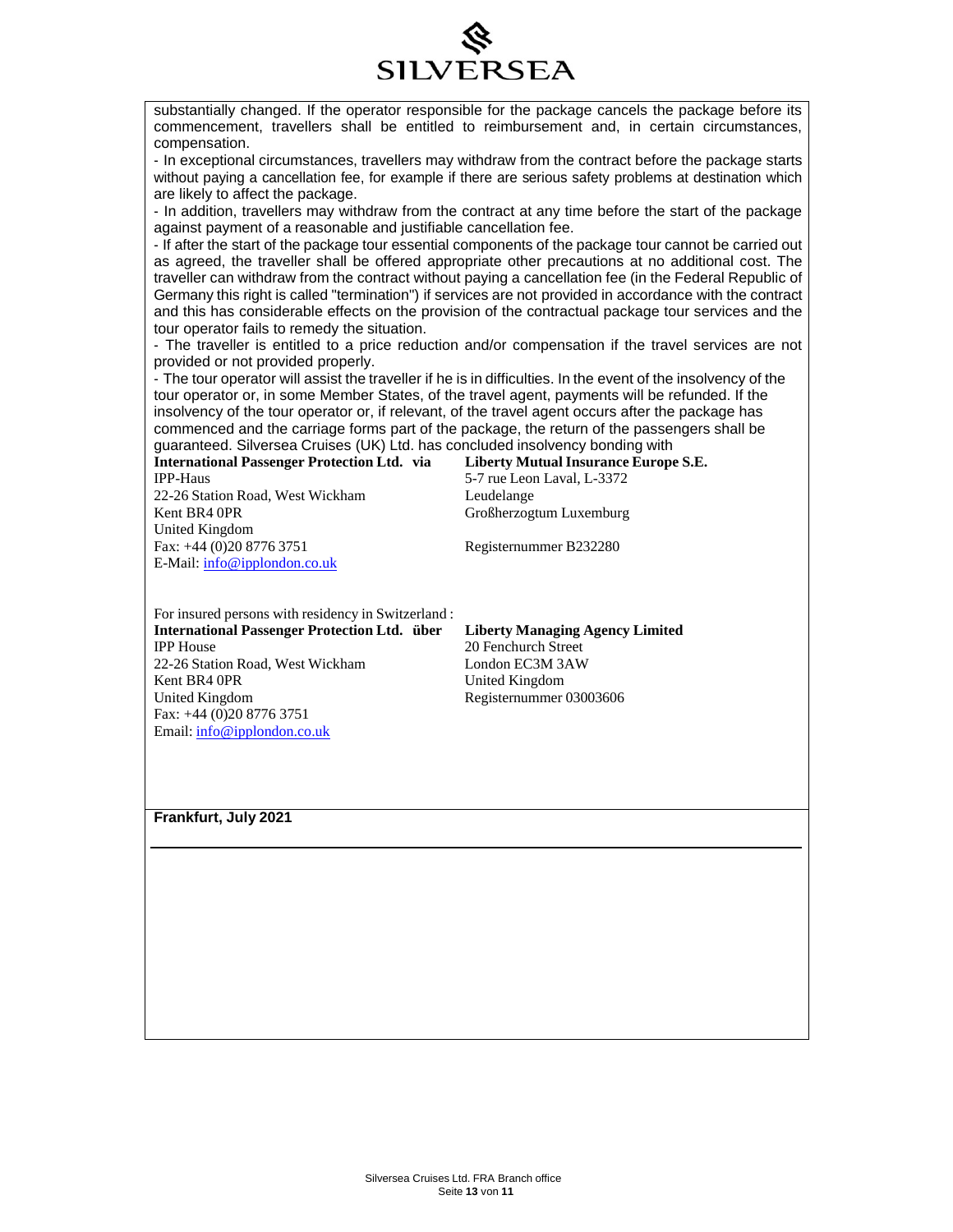substantially changed. If the operator responsible for the package cancels the package before its commencement, travellers shall be entitled to reimbursement and, in certain circumstances, compensation.

- In exceptional circumstances, travellers may withdraw from the contract before the package starts without paying a cancellation fee, for example if there are serious safety problems at destination which are likely to affect the package.
- In addition, travellers may withdraw from the contract at any time before the start of the package against payment of a reasonable and justifiable cancellation fee.
- If after the start of the package tour essential components of the package tour cannot be carried out as agreed, the traveller shall be offered appropriate other precautions at no additional cost. The traveller can withdraw from the contract without paying a cancellation fee (in the Federal Republic of Germany this right is called "termination") if services are not provided in accordance with the contract and this has considerable effects on the provision of the contractual package tour services and the tour operator fails to remedy the situation.
- The traveller is entitled to a price reduction and/or compensation if the travel services are not provided or not provided properly.
- The tour operator will assist the traveller if he is in difficulties. In the event of the insolvency of the tour operator or, in some Member States, of the travel agent, payments will be refunded. If the insolvency of the tour operator or, if relevant, of the travel agent occurs after the package has commenced and the carriage forms part of the package, the return of the passengers shall be guaranteed. Silversea Cruises (UK) Ltd. has concluded insolvency bonding with

**International Passenger Protection Ltd. via**
IPP-Haus
22-26 Station Road, West Wickham
Kent BR4 0PR
United Kingdom
Fax: +44 (0)20 8776 3751
E-Mail: info@ipplondon.co.uk

**Liberty Mutual Insurance Europe S.E.**
5-7 rue Leon Laval, L-3372
Leudelange
Großherzogtum Luxemburg

Registernummer B232280

For insured persons with residency in Switzerland :

**International Passenger Protection Ltd. über**
IPP House
22-26 Station Road, West Wickham
Kent BR4 0PR
United Kingdom
Fax: +44 (0)20 8776 3751
Email: info@ipplondon.co.uk

**Liberty Managing Agency Limited**
20 Fenchurch Street
London EC3M 3AW
United Kingdom
Registernummer 03003606

**Frankfurt, July 2021**